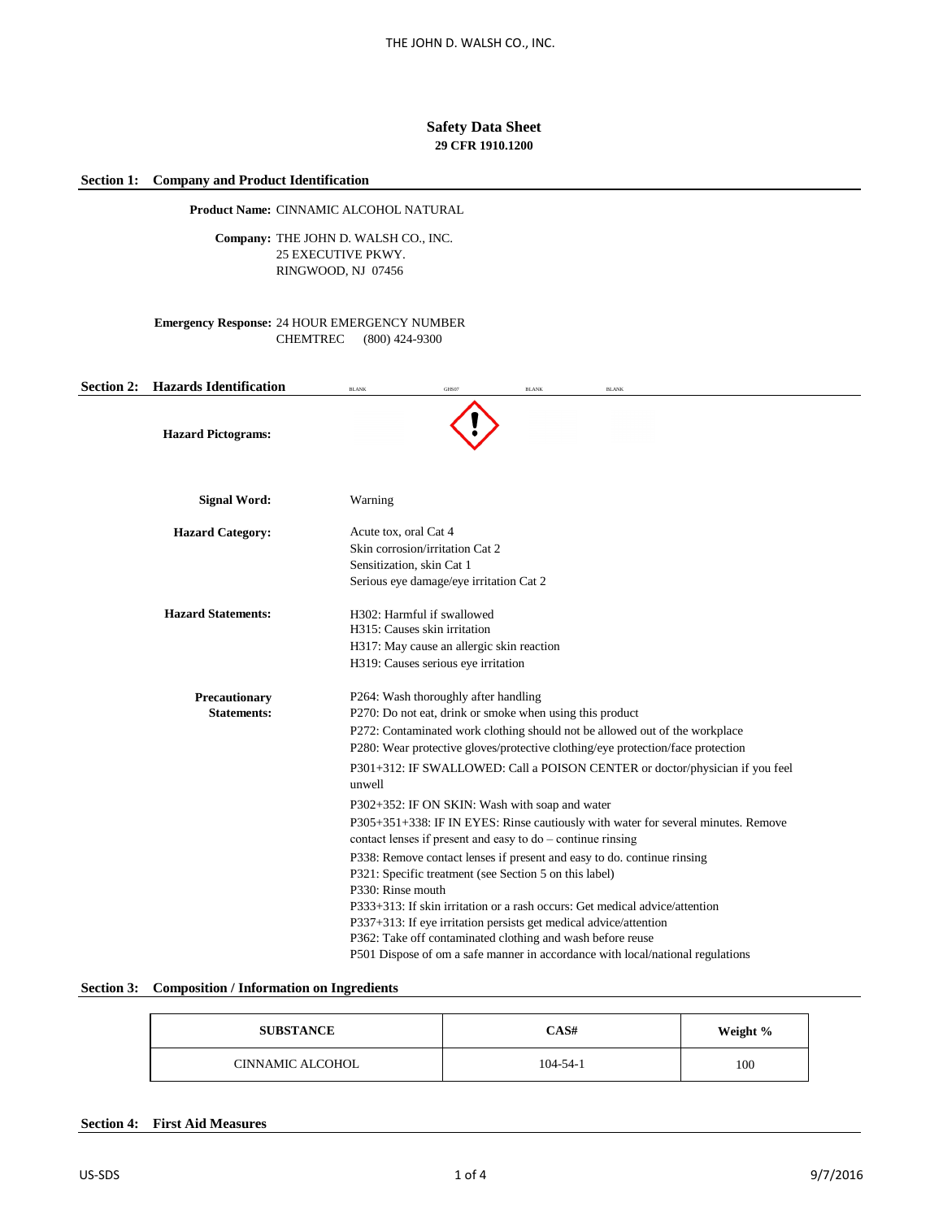# Safety Data Sheet

**29 CFR 1910.1200**

## Section 1: Company and Product Identification

**Product Name:** CINNAMIC ALCOHOL NATURAL

**Company:** THE JOHN D. WALSH CO., INC.
25 EXECUTIVE PKWY.
RINGWOOD, NJ 07456

**Emergency Response:** 24 HOUR EMERGENCY NUMBER
CHEMTREC (800) 424-9300

## Section 2: Hazards Identification

BLANK GHS07 BLANK BLANK

**Hazard Pictograms:**

**Signal Word:** Warning

**Hazard Category:**
Acute tox, oral Cat 4
Skin corrosion/irritation Cat 2
Sensitization, skin Cat 1
Serious eye damage/eye irritation Cat 2

**Hazard Statements:**
H302: Harmful if swallowed
H315: Causes skin irritation
H317: May cause an allergic skin reaction
H319: Causes serious eye irritation

**Precautionary Statements:**
P264: Wash thoroughly after handling
P270: Do not eat, drink or smoke when using this product
P272: Contaminated work clothing should not be allowed out of the workplace
P280: Wear protective gloves/protective clothing/eye protection/face protection
P301+312: IF SWALLOWED: Call a POISON CENTER or doctor/physician if you feel unwell
P302+352: IF ON SKIN: Wash with soap and water
P305+351+338: IF IN EYES: Rinse cautiously with water for several minutes. Remove contact lenses if present and easy to do – continue rinsing
P338: Remove contact lenses if present and easy to do. continue rinsing
P321: Specific treatment (see Section 5 on this label)
P330: Rinse mouth
P333+313: If skin irritation or a rash occurs: Get medical advice/attention
P337+313: If eye irritation persists get medical advice/attention
P362: Take off contaminated clothing and wash before reuse
P501 Dispose of om a safe manner in accordance with local/national regulations

## Section 3: Composition / Information on Ingredients

| SUBSTANCE | CAS# | Weight % |
|---|---|---|
| CINNAMIC ALCOHOL | 104-54-1 | 100 |

## Section 4: First Aid Measures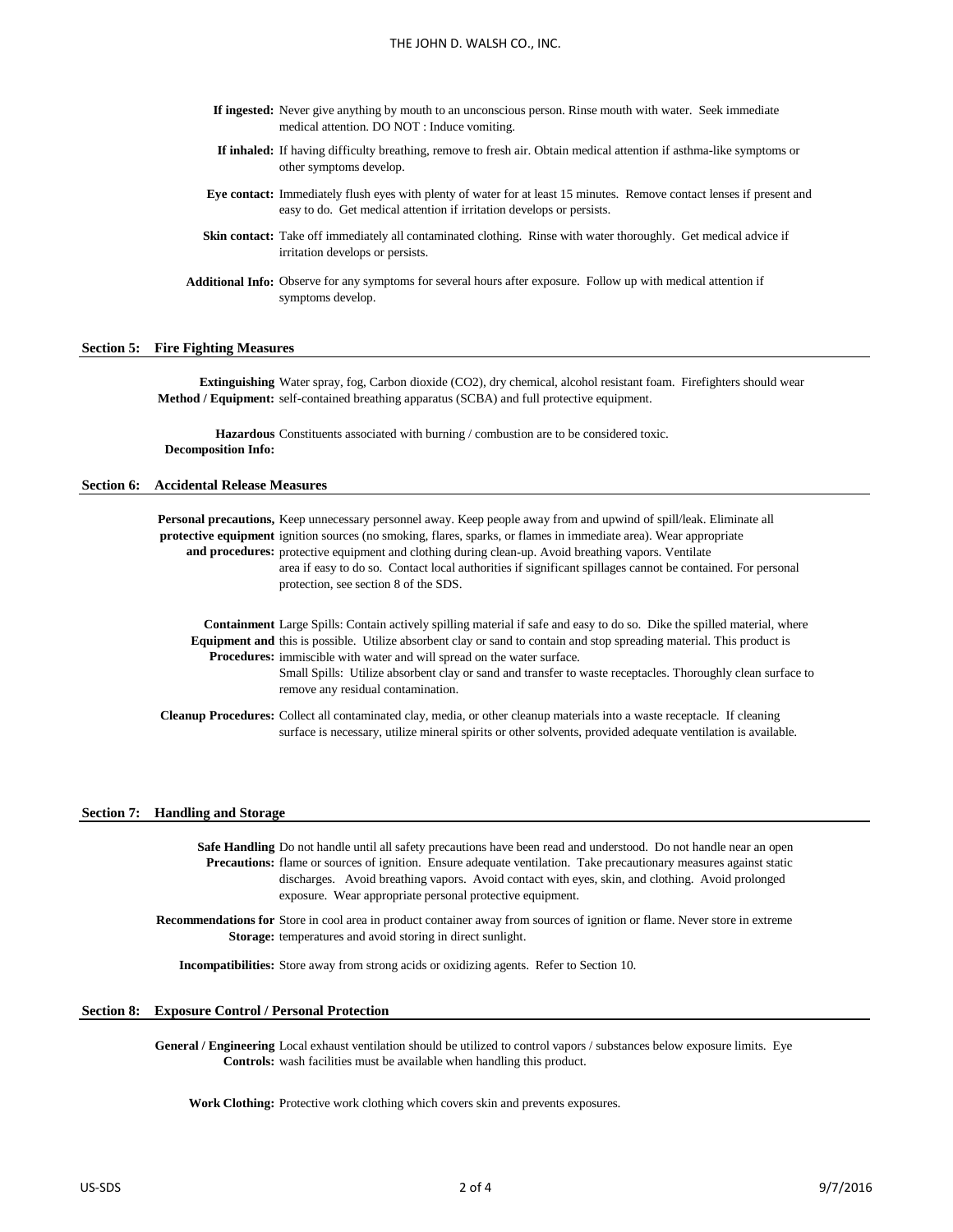**If ingested:** Never give anything by mouth to an unconscious person. Rinse mouth with water. Seek immediate medical attention. DO NOT : Induce vomiting.

**If inhaled:** If having difficulty breathing, remove to fresh air. Obtain medical attention if asthma-like symptoms or other symptoms develop.

**Eye contact:** Immediately flush eyes with plenty of water for at least 15 minutes. Remove contact lenses if present and easy to do. Get medical attention if irritation develops or persists.

**Skin contact:** Take off immediately all contaminated clothing. Rinse with water thoroughly. Get medical advice if irritation develops or persists.

**Additional Info:** Observe for any symptoms for several hours after exposure. Follow up with medical attention if symptoms develop.

## Section 5: Fire Fighting Measures

**Extinguishing Method / Equipment:** Water spray, fog, Carbon dioxide ($CO_2$), dry chemical, alcohol resistant foam. Firefighters should wear self-contained breathing apparatus (SCBA) and full protective equipment.

**Hazardous Decomposition Info:** Constituents associated with burning / combustion are to be considered toxic.

## Section 6: Accidental Release Measures

**Personal precautions, protective equipment and procedures:** Keep unnecessary personnel away. Keep people away from and upwind of spill/leak. Eliminate all ignition sources (no smoking, flares, sparks, or flames in immediate area). Wear appropriate protective equipment and clothing during clean-up. Avoid breathing vapors. Ventilate area if easy to do so. Contact local authorities if significant spillages cannot be contained. For personal protection, see section 8 of the SDS.

**Containment Equipment and Procedures:** Large Spills: Contain actively spilling material if safe and easy to do so. Dike the spilled material, where this is possible. Utilize absorbent clay or sand to contain and stop spreading material. This product is immiscible with water and will spread on the water surface.
Small Spills: Utilize absorbent clay or sand and transfer to waste receptacles. Thoroughly clean surface to remove any residual contamination.

**Cleanup Procedures:** Collect all contaminated clay, media, or other cleanup materials into a waste receptacle. If cleaning surface is necessary, utilize mineral spirits or other solvents, provided adequate ventilation is available.

## Section 7: Handling and Storage

**Safe Handling Precautions:** Do not handle until all safety precautions have been read and understood. Do not handle near an open flame or sources of ignition. Ensure adequate ventilation. Take precautionary measures against static discharges. Avoid breathing vapors. Avoid contact with eyes, skin, and clothing. Avoid prolonged exposure. Wear appropriate personal protective equipment.

**Recommendations for Storage:** Store in cool area in product container away from sources of ignition or flame. Never store in extreme temperatures and avoid storing in direct sunlight.

**Incompatibilities:** Store away from strong acids or oxidizing agents. Refer to Section 10.

## Section 8: Exposure Control / Personal Protection

**General / Engineering Controls:** Local exhaust ventilation should be utilized to control vapors / substances below exposure limits. Eye wash facilities must be available when handling this product.

**Work Clothing:** Protective work clothing which covers skin and prevents exposures.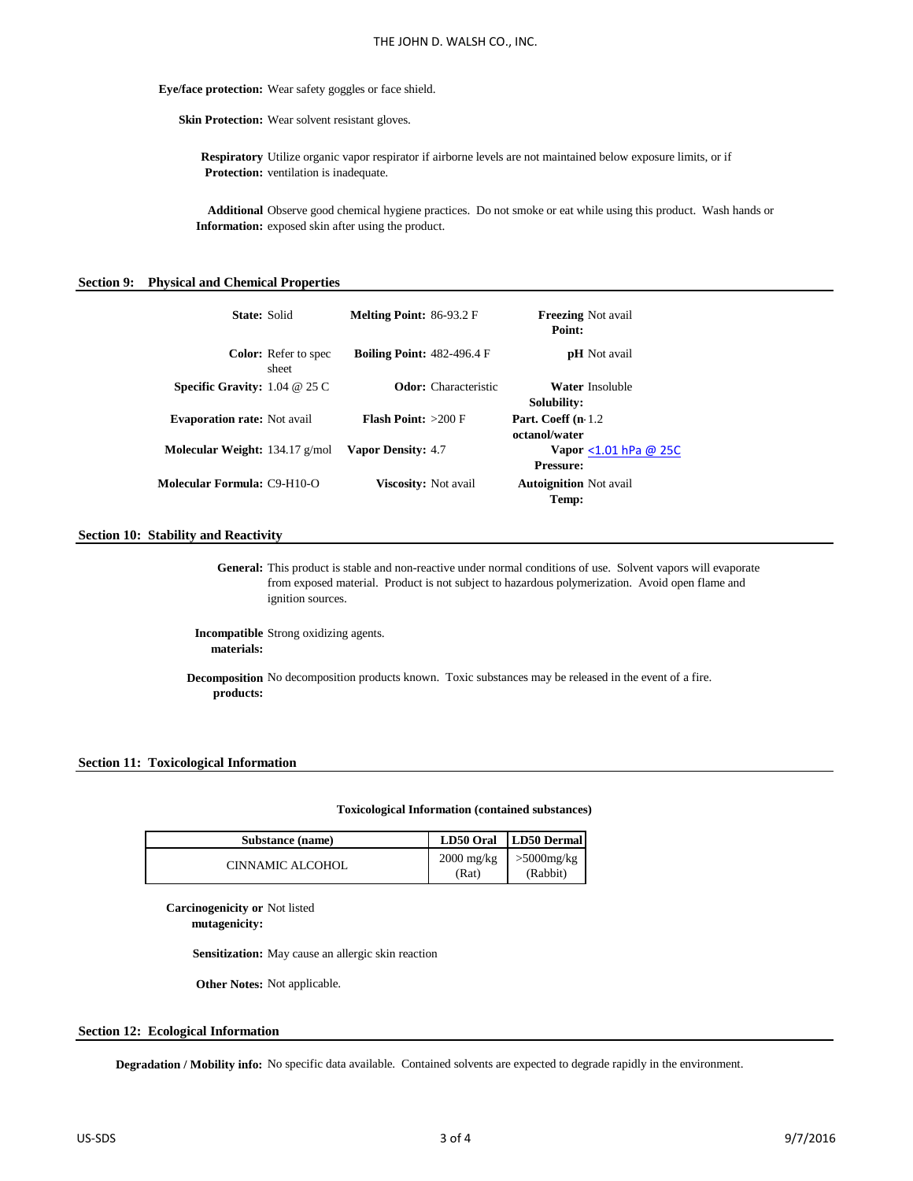**Eye/face protection:** Wear safety goggles or face shield.

**Skin Protection:** Wear solvent resistant gloves.

**Respiratory Protection:** Utilize organic vapor respirator if airborne levels are not maintained below exposure limits, or if ventilation is inadequate.

**Additional Information:** Observe good chemical hygiene practices. Do not smoke or eat while using this product. Wash hands or exposed skin after using the product.

## Section 9: Physical and Chemical Properties

| | | | | | |
|---|---|---|---|---|---|
| **State:** | Solid | **Melting Point:** | 86-93.2 F | **Freezing Point:** | Not avail |
| **Color:** | Refer to spec sheet | **Boiling Point:** | 482-496.4 F | **pH** | Not avail |
| **Specific Gravity:** | 1.04 @ 25 C | **Odor:** | Characteristic | **Water Solubility:** | Insoluble |
| **Evaporation rate:** | Not avail | **Flash Point:** | >200 F | **Part. Coeff (n-octanol/water** | 1.2 |
| **Molecular Weight:** | 134.17 g/mol | **Vapor Density:** | 4.7 | **Vapor Pressure:** | <1.01 hPa @ 25C |
| **Molecular Formula:** | C9-H10-O | **Viscosity:** | Not avail | **Autoignition Temp:** | Not avail |

## Section 10: Stability and Reactivity

**General:** This product is stable and non-reactive under normal conditions of use. Solvent vapors will evaporate from exposed material. Product is not subject to hazardous polymerization. Avoid open flame and ignition sources.

**Incompatible materials:** Strong oxidizing agents.

**Decomposition products:** No decomposition products known. Toxic substances may be released in the event of a fire.

## Section 11: Toxicological Information

**Toxicological Information (contained substances)**

| Substance (name) | LD50 Oral | LD50 Dermal |
|---|---|---|
| CINNAMIC ALCOHOL | 2000 mg/kg (Rat) | >5000mg/kg (Rabbit) |

**Carcinogenicity or mutagenicity:** Not listed

**Sensitization:** May cause an allergic skin reaction

**Other Notes:** Not applicable.

## Section 12: Ecological Information

**Degradation / Mobility info:** No specific data available. Contained solvents are expected to degrade rapidly in the environment.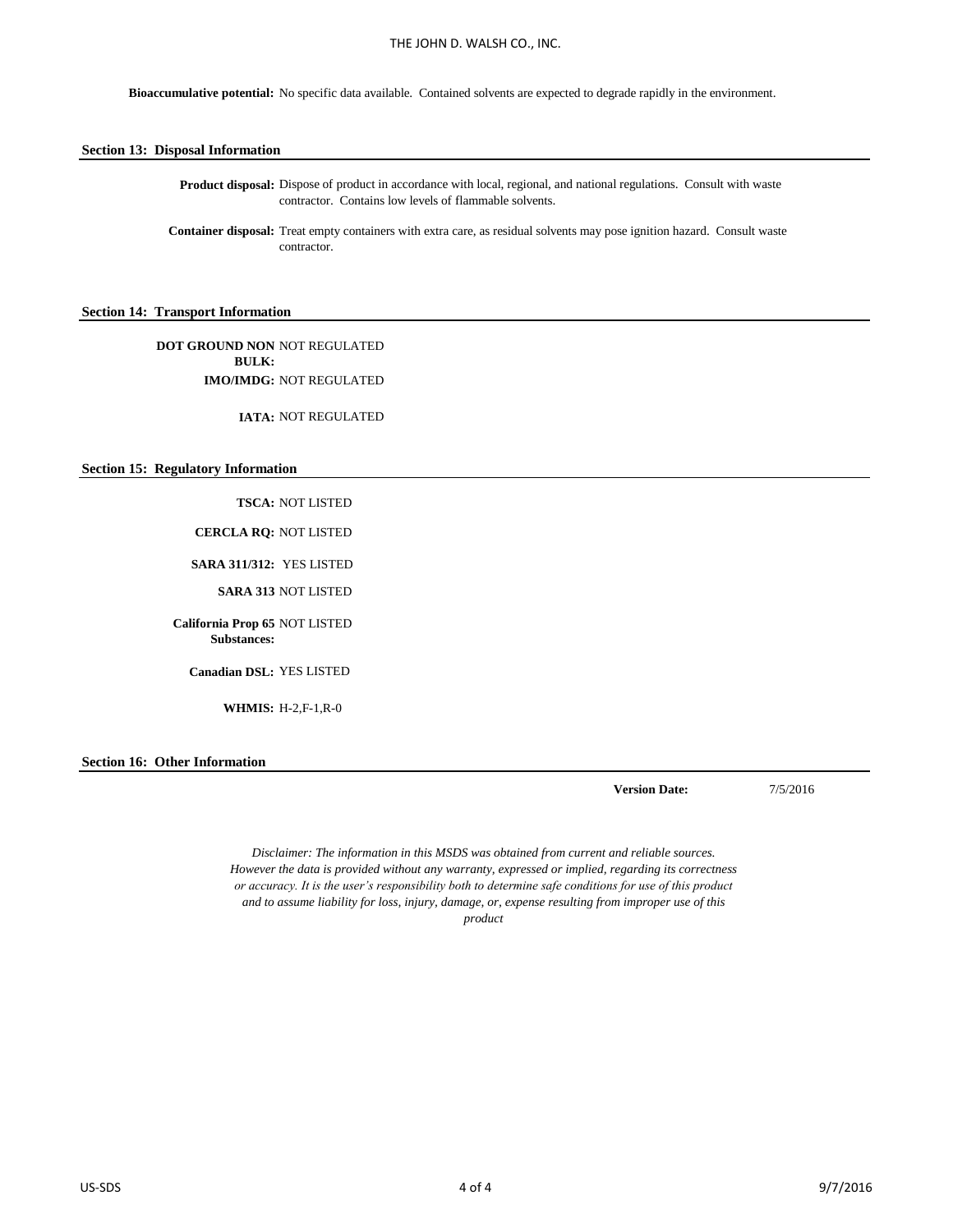**Bioaccumulative potential:** No specific data available. Contained solvents are expected to degrade rapidly in the environment.

## Section 13: Disposal Information

**Product disposal:** Dispose of product in accordance with local, regional, and national regulations. Consult with waste contractor. Contains low levels of flammable solvents.

**Container disposal:** Treat empty containers with extra care, as residual solvents may pose ignition hazard. Consult waste contractor.

## Section 14: Transport Information

**DOT GROUND NON BULK:** NOT REGULATED

**IMO/IMDG:** NOT REGULATED

**IATA:** NOT REGULATED

## Section 15: Regulatory Information

**TSCA:** NOT LISTED

**CERCLA RQ:** NOT LISTED

**SARA 311/312:** YES LISTED

**SARA 313** NOT LISTED

**California Prop 65 Substances:** NOT LISTED

**Canadian DSL:** YES LISTED

**WHMIS:** H-2,F-1,R-0

## Section 16: Other Information

**Version Date:** 7/5/2016

*Disclaimer: The information in this MSDS was obtained from current and reliable sources. However the data is provided without any warranty, expressed or implied, regarding its correctness or accuracy. It is the user's responsibility both to determine safe conditions for use of this product and to assume liability for loss, injury, damage, or, expense resulting from improper use of this product*